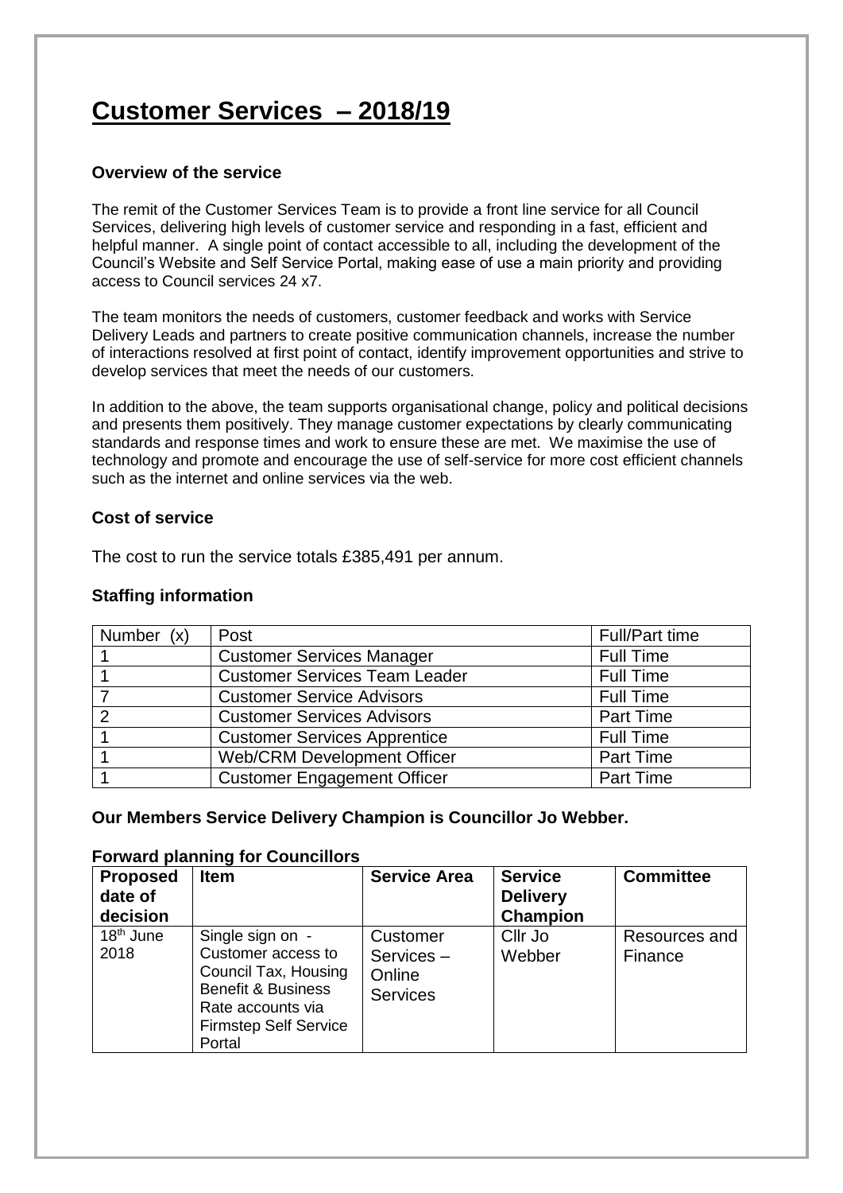# Customer Services – 2018/19

### Overview of the service

The remit of the Customer Services Team is to provide a front line service for all Council Services, delivering high levels of customer service and responding in a fast, efficient and helpful manner. A single point of contact accessible to all, including the development of the Council's Website and Self Service Portal, making ease of use a main priority and providing access to Council services 24 x7.

The team monitors the needs of customers, customer feedback and works with Service Delivery Leads and partners to create positive communication channels, increase the number of interactions resolved at first point of contact, identify improvement opportunities and strive to develop services that meet the needs of our customers.

In addition to the above, the team supports organisational change, policy and political decisions and presents them positively. They manage customer expectations by clearly communicating standards and response times and work to ensure these are met. We maximise the use of technology and promote and encourage the use of self-service for more cost efficient channels such as the internet and online services via the web.

### Cost of service

The cost to run the service totals £385,491 per annum.

### Staffing information

| Number (x) | Post | Full/Part time |
|---|---|---|
| 1 | Customer Services Manager | Full Time |
| 1 | Customer Services Team Leader | Full Time |
| 7 | Customer Service Advisors | Full Time |
| 2 | Customer Services Advisors | Part Time |
| 1 | Customer Services Apprentice | Full Time |
| 1 | Web/CRM Development Officer | Part Time |
| 1 | Customer Engagement Officer | Part Time |

**Our Members Service Delivery Champion is Councillor Jo Webber.**

### Forward planning for Councillors

| Proposed date of decision | Item | Service Area | Service Delivery Champion | Committee |
|---|---|---|---|---|
| 18th June 2018 | Single sign on - Customer access to Council Tax, Housing Benefit & Business Rate accounts via Firmstep Self Service Portal | Customer Services – Online Services | Cllr Jo Webber | Resources and Finance |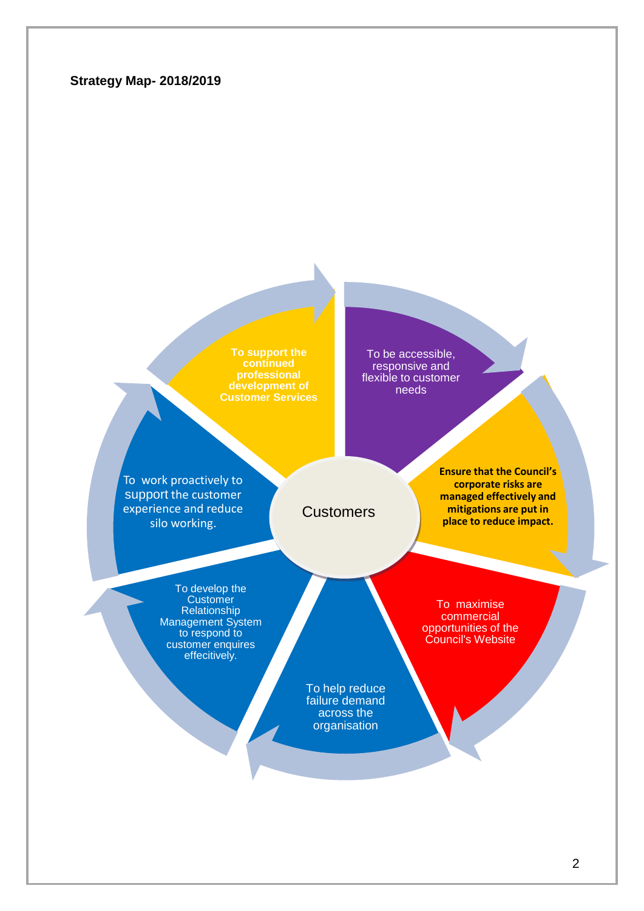**Strategy Map- 2018/2019**

Customers

To be accessible, responsive and flexible to customer needs

Ensure that the Council's corporate risks are managed effectively and mitigations are put in place to reduce impact.

To maximise commercial opportunities of the Council's Website

To help reduce failure demand across the organisation

To develop the Customer Relationship Management System to respond to customer enquires effecitively.

To work proactively to support the customer experience and reduce silo working.

To support the continued professional development of Customer Services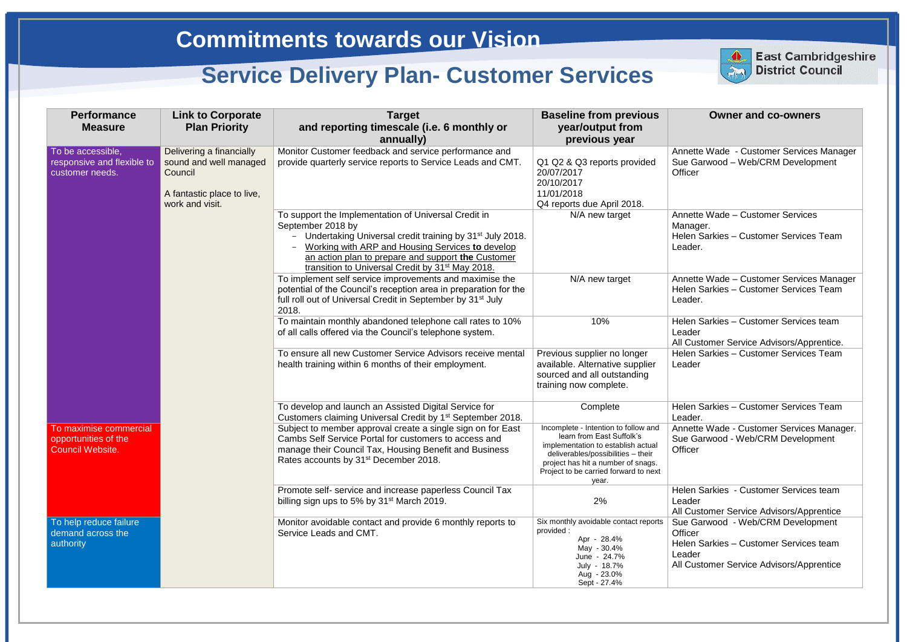# Commitments towards our Vision

## Service Delivery Plan- Customer Services

East Cambridgeshire District Council

| Performance Measure | Link to Corporate Plan Priority | Target and reporting timescale (i.e. 6 monthly or annually) | Baseline from previous year/output from previous year | Owner and co-owners |
|---|---|---|---|---|
| To be accessible, responsive and flexible to customer needs. | Delivering a financially sound and well managed Council<br><br>A fantastic place to live, work and visit. | Monitor Customer feedback and service performance and provide quarterly service reports to Service Leads and CMT. | Q1 Q2 & Q3 reports provided 20/07/2017 20/10/2017 11/01/2018 Q4 reports due April 2018. | Annette Wade - Customer Services Manager<br>Sue Garwood – Web/CRM Development Officer |
| | | To support the Implementation of Universal Credit in September 2018 by<br>- Undertaking Universal credit training by 31st July 2018.<br>- Working with ARP and Housing Services **to** develop an action plan to prepare and support **the** Customer transition to Universal Credit by 31st May 2018. | N/A new target | Annette Wade – Customer Services Manager.<br>Helen Sarkies – Customer Services Team Leader. |
| | | To implement self service improvements and maximise the potential of the Council's reception area in preparation for the full roll out of Universal Credit in September by 31st July 2018. | N/A new target | Annette Wade – Customer Services Manager<br>Helen Sarkies – Customer Services Team Leader. |
| | | To maintain monthly abandoned telephone call rates to 10% of all calls offered via the Council's telephone system. | 10% | Helen Sarkies – Customer Services team Leader<br>All Customer Service Advisors/Apprentice. |
| | | To ensure all new Customer Service Advisors receive mental health training within 6 months of their employment. | Previous supplier no longer available. Alternative supplier sourced and all outstanding training now complete. | Helen Sarkies – Customer Services Team Leader |
| | | To develop and launch an Assisted Digital Service for Customers claiming Universal Credit by 1st September 2018. | Complete | Helen Sarkies – Customer Services Team Leader. |
| To maximise commercial opportunities of the Council Website. | | Subject to member approval create a single sign on for East Cambs Self Service Portal for customers to access and manage their Council Tax, Housing Benefit and Business Rates accounts by 31st December 2018. | Incomplete - Intention to follow and learn from East Suffolk's implementation to establish actual deliverables/possibilities – their project has hit a number of snags. Project to be carried forward to next year. | Annette Wade - Customer Services Manager.<br>Sue Garwood - Web/CRM Development Officer |
| | | Promote self- service and increase paperless Council Tax billing sign ups to 5% by 31st March 2019. | 2% | Helen Sarkies - Customer Services team Leader<br>All Customer Service Advisors/Apprentice |
| To help reduce failure demand across the authority | | Monitor avoidable contact and provide 6 monthly reports to Service Leads and CMT. | Six monthly avoidable contact reports provided :<br>Apr - 28.4%<br>May - 30.4%<br>June - 24.7%<br>July - 18.7%<br>Aug - 23.0%<br>Sept - 27.4% | Sue Garwood - Web/CRM Development Officer<br>Helen Sarkies – Customer Services team Leader<br>All Customer Service Advisors/Apprentice |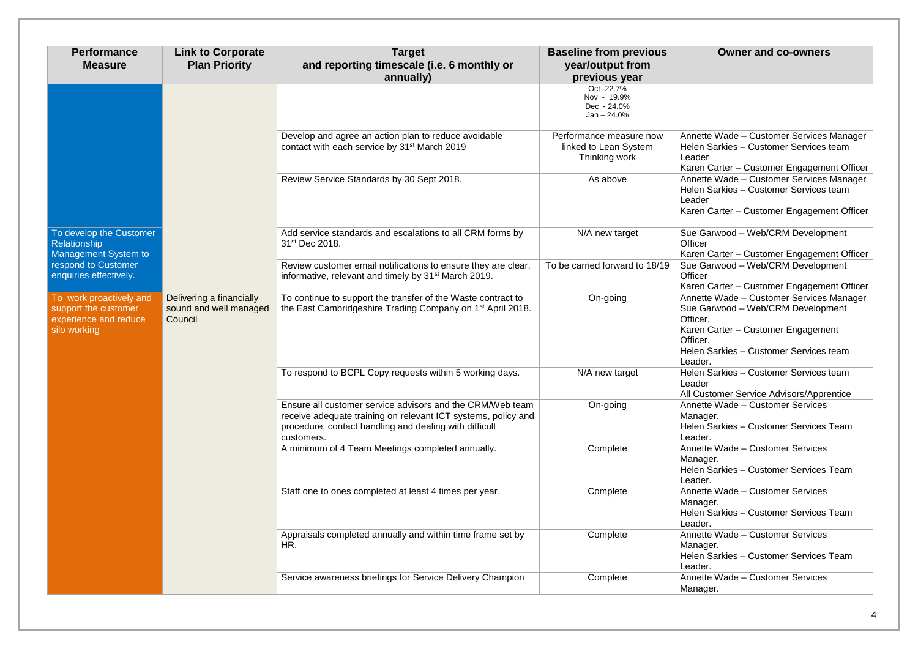| Performance Measure | Link to Corporate Plan Priority | Target and reporting timescale (i.e. 6 monthly or annually) | Baseline from previous year/output from previous year | Owner and co-owners |
|---|---|---|---|---|
| | | | Oct -22.7%<br>Nov - 19.9%<br>Dec - 24.0%<br>Jan – 24.0% | |
| | | Develop and agree an action plan to reduce avoidable contact with each service by 31st March 2019 | Performance measure now linked to Lean System Thinking work | Annette Wade – Customer Services Manager<br>Helen Sarkies – Customer Services team Leader<br>Karen Carter – Customer Engagement Officer |
| | | Review Service Standards by 30 Sept 2018. | As above | Annette Wade – Customer Services Manager<br>Helen Sarkies – Customer Services team Leader<br>Karen Carter – Customer Engagement Officer |
| To develop the Customer Relationship Management System to respond to Customer enquiries effectively. | | Add service standards and escalations to all CRM forms by 31st Dec 2018. | N/A new target | Sue Garwood – Web/CRM Development Officer<br>Karen Carter – Customer Engagement Officer |
| | | Review customer email notifications to ensure they are clear, informative, relevant and timely by 31st March 2019. | To be carried forward to 18/19 | Sue Garwood – Web/CRM Development Officer<br>Karen Carter – Customer Engagement Officer |
| To work proactively and support the customer experience and reduce silo working | Delivering a financially sound and well managed Council | To continue to support the transfer of the Waste contract to the East Cambridgeshire Trading Company on 1st April 2018. | On-going | Annette Wade – Customer Services Manager<br>Sue Garwood – Web/CRM Development Officer.<br>Karen Carter – Customer Engagement Officer.<br>Helen Sarkies – Customer Services team Leader. |
| | | To respond to BCPL Copy requests within 5 working days. | N/A new target | Helen Sarkies – Customer Services team Leader<br>All Customer Service Advisors/Apprentice |
| | | Ensure all customer service advisors and the CRM/Web team receive adequate training on relevant ICT systems, policy and procedure, contact handling and dealing with difficult customers. | On-going | Annette Wade – Customer Services Manager.<br>Helen Sarkies – Customer Services Team Leader. |
| | | A minimum of 4 Team Meetings completed annually. | Complete | Annette Wade – Customer Services Manager.<br>Helen Sarkies – Customer Services Team Leader. |
| | | Staff one to ones completed at least 4 times per year. | Complete | Annette Wade – Customer Services Manager.<br>Helen Sarkies – Customer Services Team Leader. |
| | | Appraisals completed annually and within time frame set by HR. | Complete | Annette Wade – Customer Services Manager.<br>Helen Sarkies – Customer Services Team Leader. |
| | | Service awareness briefings for Service Delivery Champion | Complete | Annette Wade – Customer Services Manager. |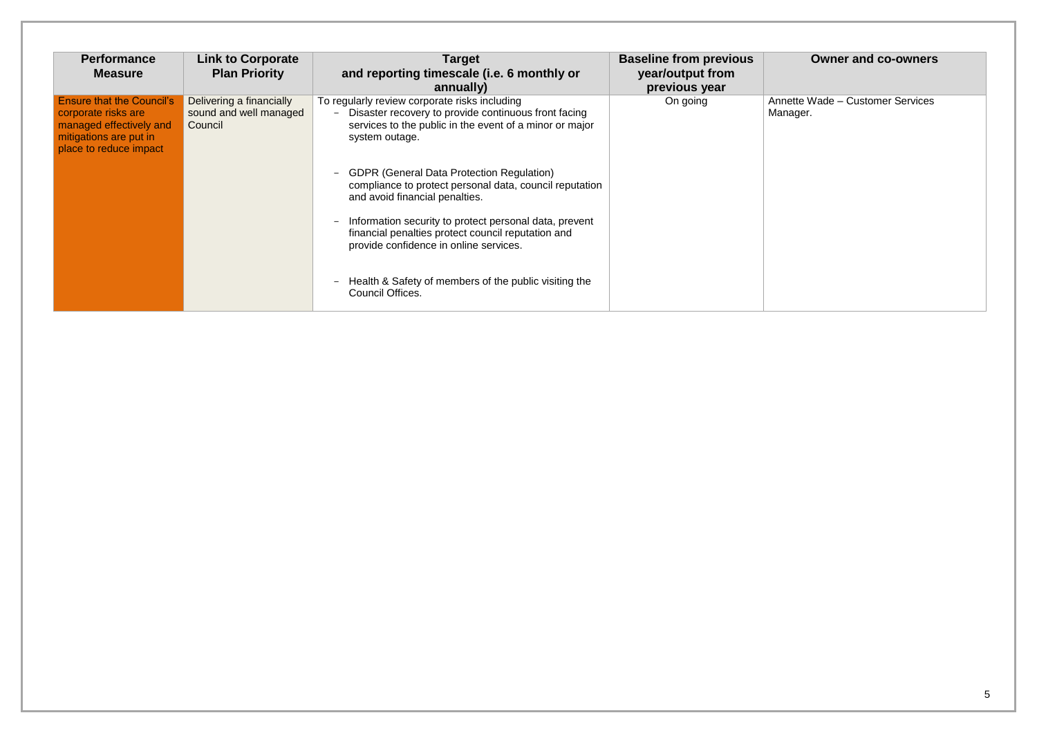| Performance Measure | Link to Corporate Plan Priority | Target and reporting timescale (i.e. 6 monthly or annually) | Baseline from previous year/output from previous year | Owner and co-owners |
|---|---|---|---|---|
| Ensure that the Council's corporate risks are managed effectively and mitigations are put in place to reduce impact | Delivering a financially sound and well managed Council | To regularly review corporate risks including<br>- Disaster recovery to provide continuous front facing services to the public in the event of a minor or major system outage.<br>- GDPR (General Data Protection Regulation) compliance to protect personal data, council reputation and avoid financial penalties.<br>- Information security to protect personal data, prevent financial penalties protect council reputation and provide confidence in online services.<br>- Health & Safety of members of the public visiting the Council Offices. | On going | Annette Wade – Customer Services Manager. |